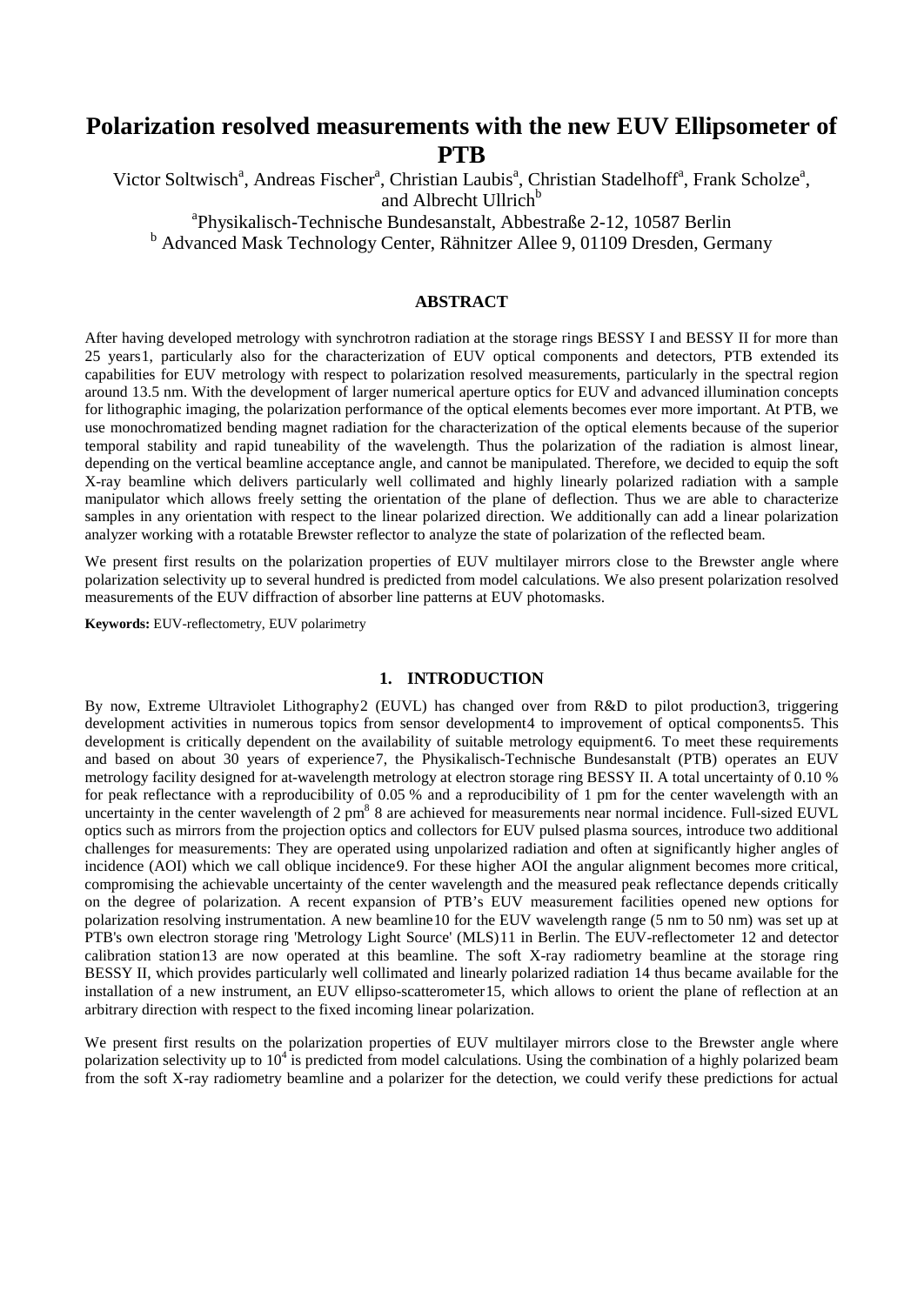# Polarization resolved measurements with the new EUV Ellipsometer of PTB

Victor Soltwisch[a], Andreas Fischer[a], Christian Laubis[a], Christian Stadelhoff[a], Frank Scholze[a], and Albrecht Ullrich[b]

[a]Physikalisch-Technische Bundesanstalt, Abbestraße 2-12, 10587 Berlin

[b] Advanced Mask Technology Center, Rähnitzer Allee 9, 01109 Dresden, Germany

## ABSTRACT

After having developed metrology with synchrotron radiation at the storage rings BESSY I and BESSY II for more than 25 years1, particularly also for the characterization of EUV optical components and detectors, PTB extended its capabilities for EUV metrology with respect to polarization resolved measurements, particularly in the spectral region around 13.5 nm. With the development of larger numerical aperture optics for EUV and advanced illumination concepts for lithographic imaging, the polarization performance of the optical elements becomes ever more important. At PTB, we use monochromatized bending magnet radiation for the characterization of the optical elements because of the superior temporal stability and rapid tuneability of the wavelength. Thus the polarization of the radiation is almost linear, depending on the vertical beamline acceptance angle, and cannot be manipulated. Therefore, we decided to equip the soft X-ray beamline which delivers particularly well collimated and highly linearly polarized radiation with a sample manipulator which allows freely setting the orientation of the plane of deflection. Thus we are able to characterize samples in any orientation with respect to the linear polarized direction. We additionally can add a linear polarization analyzer working with a rotatable Brewster reflector to analyze the state of polarization of the reflected beam.

We present first results on the polarization properties of EUV multilayer mirrors close to the Brewster angle where polarization selectivity up to several hundred is predicted from model calculations. We also present polarization resolved measurements of the EUV diffraction of absorber line patterns at EUV photomasks.

**Keywords:** EUV-reflectometry, EUV polarimetry

## 1. INTRODUCTION

By now, Extreme Ultraviolet Lithography2 (EUVL) has changed over from R&D to pilot production3, triggering development activities in numerous topics from sensor development4 to improvement of optical components5. This development is critically dependent on the availability of suitable metrology equipment6. To meet these requirements and based on about 30 years of experience7, the Physikalisch-Technische Bundesanstalt (PTB) operates an EUV metrology facility designed for at-wavelength metrology at electron storage ring BESSY II. A total uncertainty of 0.10 % for peak reflectance with a reproducibility of 0.05 % and a reproducibility of 1 pm for the center wavelength with an uncertainty in the center wavelength of 2 pm[8] 8 are achieved for measurements near normal incidence. Full-sized EUVL optics such as mirrors from the projection optics and collectors for EUV pulsed plasma sources, introduce two additional challenges for measurements: They are operated using unpolarized radiation and often at significantly higher angles of incidence (AOI) which we call oblique incidence9. For these higher AOI the angular alignment becomes more critical, compromising the achievable uncertainty of the center wavelength and the measured peak reflectance depends critically on the degree of polarization. A recent expansion of PTB's EUV measurement facilities opened new options for polarization resolving instrumentation. A new beamline10 for the EUV wavelength range (5 nm to 50 nm) was set up at PTB's own electron storage ring 'Metrology Light Source' (MLS)11 in Berlin. The EUV-reflectometer 12 and detector calibration station13 are now operated at this beamline. The soft X-ray radiometry beamline at the storage ring BESSY II, which provides particularly well collimated and linearly polarized radiation 14 thus became available for the installation of a new instrument, an EUV ellipso-scatterometer15, which allows to orient the plane of reflection at an arbitrary direction with respect to the fixed incoming linear polarization.

We present first results on the polarization properties of EUV multilayer mirrors close to the Brewster angle where polarization selectivity up to $10^4$ is predicted from model calculations. Using the combination of a highly polarized beam from the soft X-ray radiometry beamline and a polarizer for the detection, we could verify these predictions for actual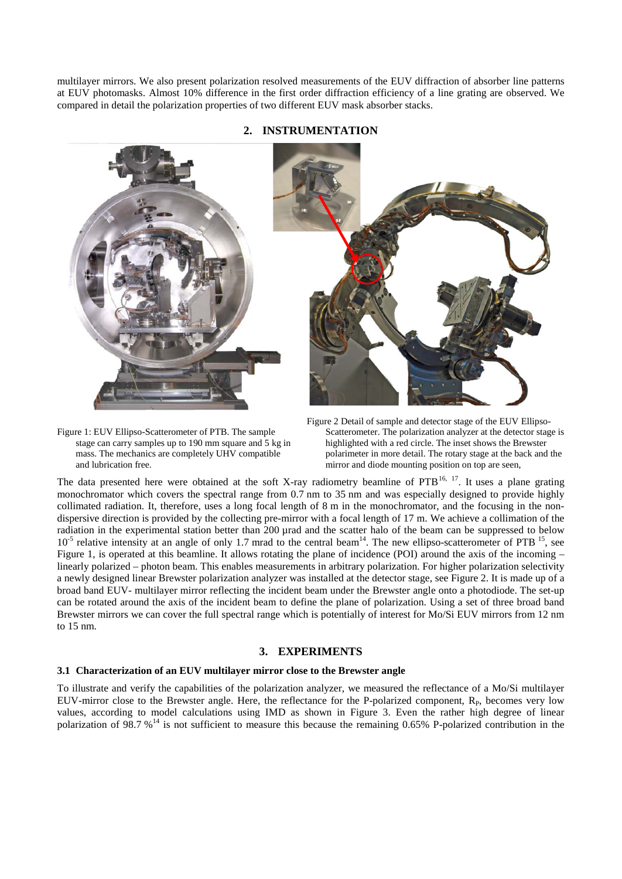multilayer mirrors. We also present polarization resolved measurements of the EUV diffraction of absorber line patterns at EUV photomasks. Almost 10% difference in the first order diffraction efficiency of a line grating are observed. We compared in detail the polarization properties of two different EUV mask absorber stacks.

## 2. INSTRUMENTATION

Figure 1: EUV Ellipso-Scatterometer of PTB. The sample stage can carry samples up to 190 mm square and 5 kg in mass. The mechanics are completely UHV compatible and lubrication free.

Figure 2 Detail of sample and detector stage of the EUV Ellipso-Scatterometer. The polarization analyzer at the detector stage is highlighted with a red circle. The inset shows the Brewster polarimeter in more detail. The rotary stage at the back and the mirror and diode mounting position on top are seen,

The data presented here were obtained at the soft X-ray radiometry beamline of PTB[16, 17]. It uses a plane grating monochromator which covers the spectral range from 0.7 nm to 35 nm and was especially designed to provide highly collimated radiation. It, therefore, uses a long focal length of 8 m in the monochromator, and the focusing in the non-dispersive direction is provided by the collecting pre-mirror with a focal length of 17 m. We achieve a collimation of the radiation in the experimental station better than 200 µrad and the scatter halo of the beam can be suppressed to below $10^{-5}$ relative intensity at an angle of only 1.7 mrad to the central beam[14]. The new ellipso-scatterometer of PTB [15], see Figure 1, is operated at this beamline. It allows rotating the plane of incidence (POI) around the axis of the incoming – linearly polarized – photon beam. This enables measurements in arbitrary polarization. For higher polarization selectivity a newly designed linear Brewster polarization analyzer was installed at the detector stage, see Figure 2. It is made up of a broad band EUV- multilayer mirror reflecting the incident beam under the Brewster angle onto a photodiode. The set-up can be rotated around the axis of the incident beam to define the plane of polarization. Using a set of three broad band Brewster mirrors we can cover the full spectral range which is potentially of interest for Mo/Si EUV mirrors from 12 nm to 15 nm.

## 3. EXPERIMENTS

### 3.1 Characterization of an EUV multilayer mirror close to the Brewster angle

To illustrate and verify the capabilities of the polarization analyzer, we measured the reflectance of a Mo/Si multilayer EUV-mirror close to the Brewster angle. Here, the reflectance for the P-polarized component, $R_P$, becomes very low values, according to model calculations using IMD as shown in Figure 3. Even the rather high degree of linear polarization of 98.7 %[14] is not sufficient to measure this because the remaining 0.65% P-polarized contribution in the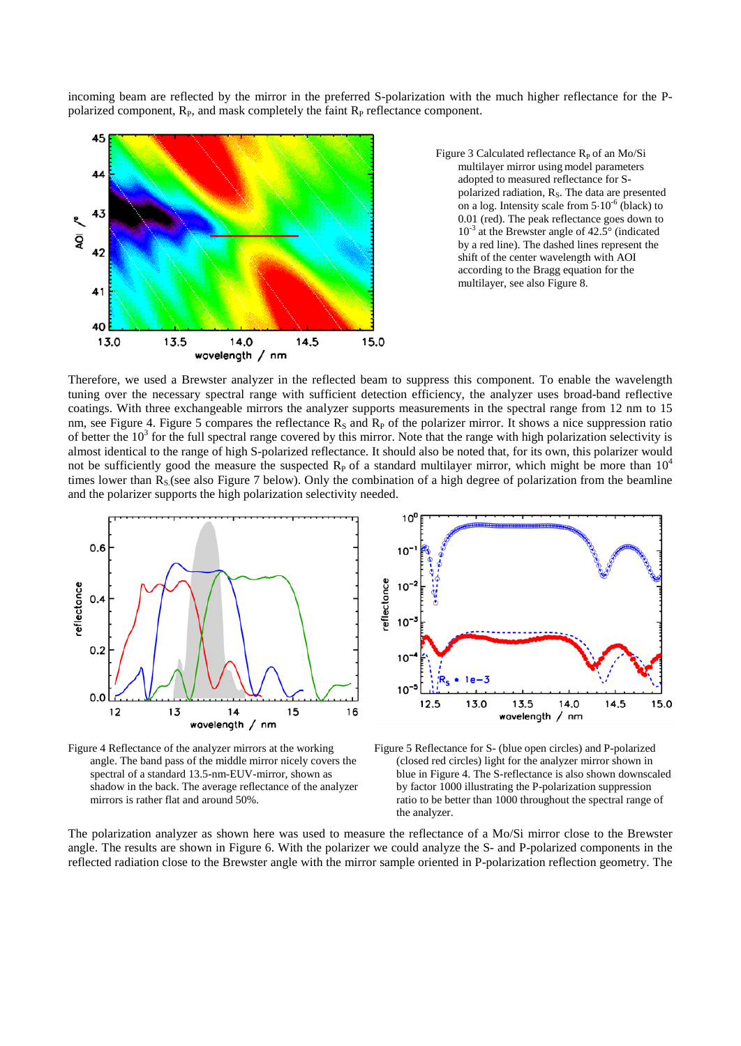incoming beam are reflected by the mirror in the preferred S-polarization with the much higher reflectance for the P-polarized component, $R_P$, and mask completely the faint $R_P$ reflectance component.

Figure 3 Calculated reflectance $R_P$ of an Mo/Si multilayer mirror using model parameters adopted to measured reflectance for S-polarized radiation, $R_S$. The data are presented on a log. Intensity scale from $5\cdot10^{-6}$ (black) to 0.01 (red). The peak reflectance goes down to $10^{-3}$ at the Brewster angle of 42.5° (indicated by a red line). The dashed lines represent the shift of the center wavelength with AOI according to the Bragg equation for the multilayer, see also Figure 8.

Therefore, we used a Brewster analyzer in the reflected beam to suppress this component. To enable the wavelength tuning over the necessary spectral range with sufficient detection efficiency, the analyzer uses broad-band reflective coatings. With three exchangeable mirrors the analyzer supports measurements in the spectral range from 12 nm to 15 nm, see Figure 4. Figure 5 compares the reflectance $R_S$ and $R_P$ of the polarizer mirror. It shows a nice suppression ratio of better the $10^3$ for the full spectral range covered by this mirror. Note that the range with high polarization selectivity is almost identical to the range of high S-polarized reflectance. It should also be noted that, for its own, this polarizer would not be sufficiently good the measure the suspected $R_P$ of a standard multilayer mirror, which might be more than $10^4$ times lower than $R_S$ (see also Figure 7 below). Only the combination of a high degree of polarization from the beamline and the polarizer supports the high polarization selectivity needed.

Figure 4 Reflectance of the analyzer mirrors at the working angle. The band pass of the middle mirror nicely covers the spectral of a standard 13.5-nm-EUV-mirror, shown as shadow in the back. The average reflectance of the analyzer mirrors is rather flat and around 50%.

Figure 5 Reflectance for S- (blue open circles) and P-polarized (closed red circles) light for the analyzer mirror shown in blue in Figure 4. The S-reflectance is also shown downscaled by factor 1000 illustrating the P-polarization suppression ratio to be better than 1000 throughout the spectral range of the analyzer.

The polarization analyzer as shown here was used to measure the reflectance of a Mo/Si mirror close to the Brewster angle. The results are shown in Figure 6. With the polarizer we could analyze the S- and P-polarized components in the reflected radiation close to the Brewster angle with the mirror sample oriented in P-polarization reflection geometry. The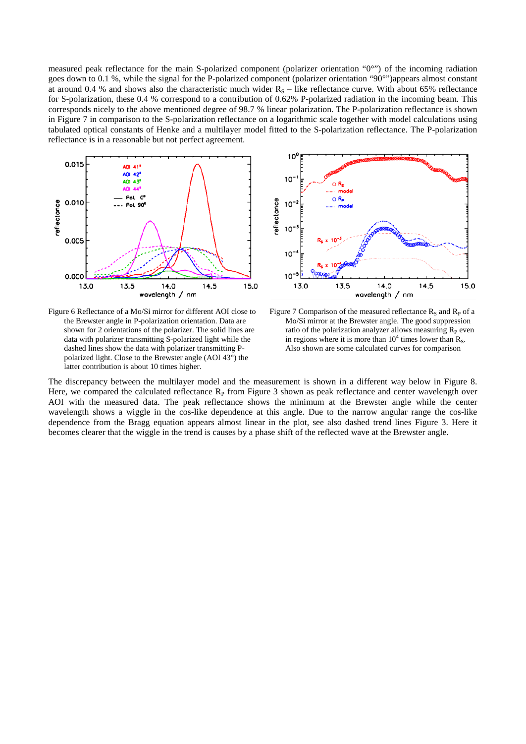measured peak reflectance for the main S-polarized component (polarizer orientation "0°") of the incoming radiation goes down to 0.1 %, while the signal for the P-polarized component (polarizer orientation "90°")appears almost constant at around 0.4 % and shows also the characteristic much wider $R_S$ – like reflectance curve. With about 65% reflectance for S-polarization, these 0.4 % correspond to a contribution of 0.62% P-polarized radiation in the incoming beam. This corresponds nicely to the above mentioned degree of 98.7 % linear polarization. The P-polarization reflectance is shown in Figure 7 in comparison to the S-polarization reflectance on a logarithmic scale together with model calculations using tabulated optical constants of Henke and a multilayer model fitted to the S-polarization reflectance. The P-polarization reflectance is in a reasonable but not perfect agreement.

Figure 6 Reflectance of a Mo/Si mirror for different AOI close to the Brewster angle in P-polarization orientation. Data are shown for 2 orientations of the polarizer. The solid lines are data with polarizer transmitting S-polarized light while the dashed lines show the data with polarizer transmitting P-polarized light. Close to the Brewster angle (AOI 43°) the latter contribution is about 10 times higher.

Figure 7 Comparison of the measured reflectance $R_S$ and $R_P$ of a Mo/Si mirror at the Brewster angle. The good suppression ratio of the polarization analyzer allows measuring $R_P$ even in regions where it is more than $10^4$ times lower than $R_S$. Also shown are some calculated curves for comparison

The discrepancy between the multilayer model and the measurement is shown in a different way below in Figure 8. Here, we compared the calculated reflectance $R_P$ from Figure 3 shown as peak reflectance and center wavelength over AOI with the measured data. The peak reflectance shows the minimum at the Brewster angle while the center wavelength shows a wiggle in the cos-like dependence at this angle. Due to the narrow angular range the cos-like dependence from the Bragg equation appears almost linear in the plot, see also dashed trend lines Figure 3. Here it becomes clearer that the wiggle in the trend is causes by a phase shift of the reflected wave at the Brewster angle.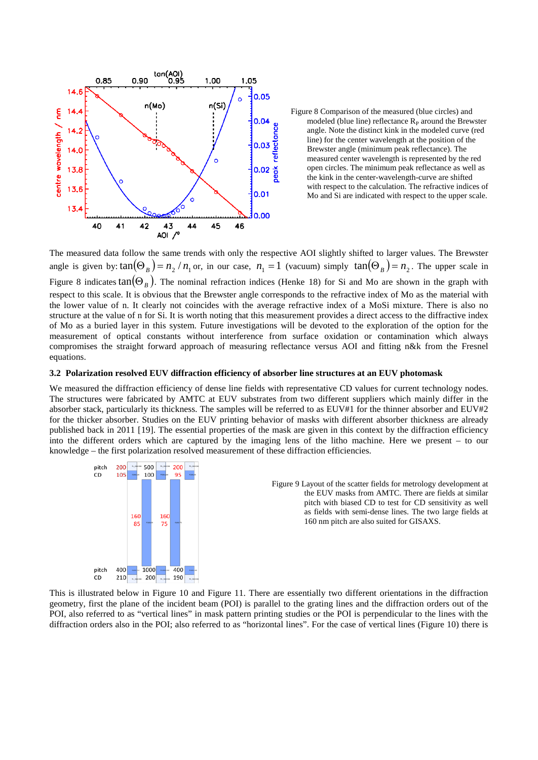Figure 8 Comparison of the measured (blue circles) and modeled (blue line) reflectance $R_P$ around the Brewster angle. Note the distinct kink in the modeled curve (red line) for the center wavelength at the position of the Brewster angle (minimum peak reflectance). The measured center wavelength is represented by the red open circles. The minimum peak reflectance as well as the kink in the center-wavelength-curve are shifted with respect to the calculation. The refractive indices of Mo and Si are indicated with respect to the upper scale.

The measured data follow the same trends with only the respective AOI slightly shifted to larger values. The Brewster angle is given by: $\tan(\Theta_B) = n_2 / n_1$ or, in our case, $n_1 = 1$ (vacuum) simply $\tan(\Theta_B) = n_2$. The upper scale in Figure 8 indicates $\tan(\Theta_B)$. The nominal refraction indices (Henke 18) for Si and Mo are shown in the graph with respect to this scale. It is obvious that the Brewster angle corresponds to the refractive index of Mo as the material with the lower value of n. It clearly not coincides with the average refractive index of a MoSi mixture. There is also no structure at the value of n for Si. It is worth noting that this measurement provides a direct access to the diffractive index of Mo as a buried layer in this system. Future investigations will be devoted to the exploration of the option for the measurement of optical constants without interference from surface oxidation or contamination which always compromises the straight forward approach of measuring reflectance versus AOI and fitting n&k from the Fresnel equations.

### 3.2 Polarization resolved EUV diffraction efficiency of absorber line structures at an EUV photomask

We measured the diffraction efficiency of dense line fields with representative CD values for current technology nodes. The structures were fabricated by AMTC at EUV substrates from two different suppliers which mainly differ in the absorber stack, particularly its thickness. The samples will be referred to as EUV#1 for the thinner absorber and EUV#2 for the thicker absorber. Studies on the EUV printing behavior of masks with different absorber thickness are already published back in 2011 [19]. The essential properties of the mask are given in this context by the diffraction efficiency into the different orders which are captured by the imaging lens of the litho machine. Here we present – to our knowledge – the first polarization resolved measurement of these diffraction efficiencies.

Figure 9 Layout of the scatter fields for metrology development at the EUV masks from AMTC. There are fields at similar pitch with biased CD to test for CD sensitivity as well as fields with semi-dense lines. The two large fields at 160 nm pitch are also suited for GISAXS.

This is illustrated below in Figure 10 and Figure 11. There are essentially two different orientations in the diffraction geometry, first the plane of the incident beam (POI) is parallel to the grating lines and the diffraction orders out of the POI, also referred to as "vertical lines" in mask pattern printing studies or the POI is perpendicular to the lines with the diffraction orders also in the POI; also referred to as "horizontal lines". For the case of vertical lines (Figure 10) there is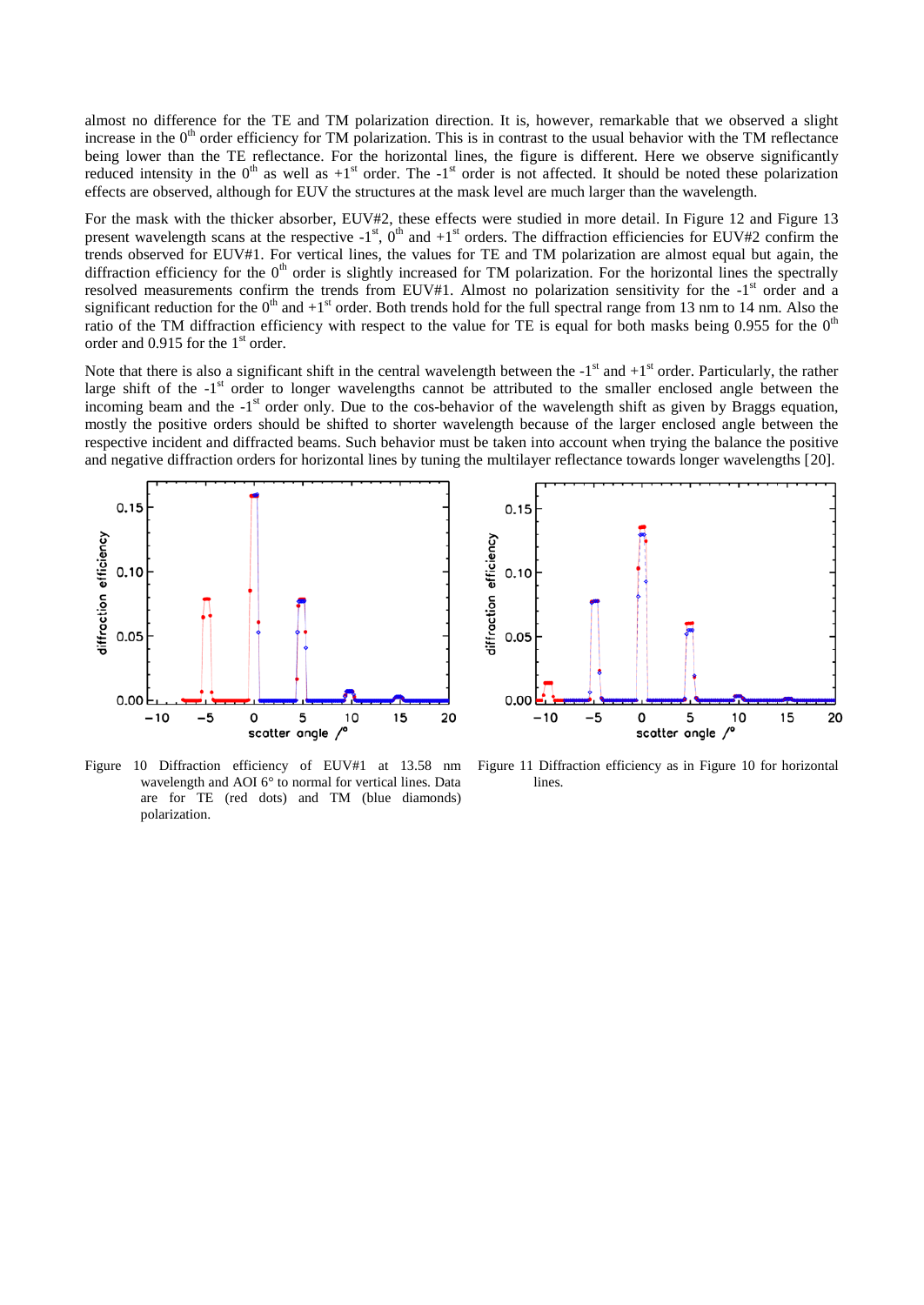almost no difference for the TE and TM polarization direction. It is, however, remarkable that we observed a slight increase in the $0^{th}$ order efficiency for TM polarization. This is in contrast to the usual behavior with the TM reflectance being lower than the TE reflectance. For the horizontal lines, the figure is different. Here we observe significantly reduced intensity in the $0^{th}$ as well as $+1^{st}$ order. The $-1^{st}$ order is not affected. It should be noted these polarization effects are observed, although for EUV the structures at the mask level are much larger than the wavelength.

For the mask with the thicker absorber, EUV#2, these effects were studied in more detail. In Figure 12 and Figure 13 present wavelength scans at the respective $-1^{st}$, $0^{th}$ and $+1^{st}$ orders. The diffraction efficiencies for EUV#2 confirm the trends observed for EUV#1. For vertical lines, the values for TE and TM polarization are almost equal but again, the diffraction efficiency for the $0^{th}$ order is slightly increased for TM polarization. For the horizontal lines the spectrally resolved measurements confirm the trends from EUV#1. Almost no polarization sensitivity for the $-1^{st}$ order and a significant reduction for the $0^{th}$ and $+1^{st}$ order. Both trends hold for the full spectral range from 13 nm to 14 nm. Also the ratio of the TM diffraction efficiency with respect to the value for TE is equal for both masks being 0.955 for the $0^{th}$ order and 0.915 for the $1^{st}$ order.

Note that there is also a significant shift in the central wavelength between the $-1^{st}$ and $+1^{st}$ order. Particularly, the rather large shift of the $-1^{st}$ order to longer wavelengths cannot be attributed to the smaller enclosed angle between the incoming beam and the $-1^{st}$ order only. Due to the cos-behavior of the wavelength shift as given by Braggs equation, mostly the positive orders should be shifted to shorter wavelength because of the larger enclosed angle between the respective incident and diffracted beams. Such behavior must be taken into account when trying the balance the positive and negative diffraction orders for horizontal lines by tuning the multilayer reflectance towards longer wavelengths [20].

Figure 10 Diffraction efficiency of EUV#1 at 13.58 nm wavelength and AOI 6° to normal for vertical lines. Data are for TE (red dots) and TM (blue diamonds) polarization.

Figure 11 Diffraction efficiency as in Figure 10 for horizontal lines.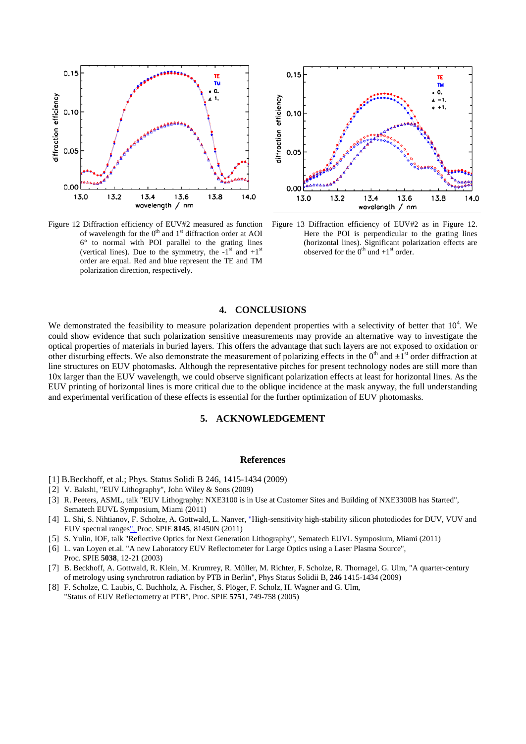Figure 12 Diffraction efficiency of EUV#2 measured as function of wavelength for the 0th and 1st diffraction order at AOI 6° to normal with POI parallel to the grating lines (vertical lines). Due to the symmetry, the -1st and +1st order are equal. Red and blue represent the TE and TM polarization direction, respectively.

Figure 13 Diffraction efficiency of EUV#2 as in Figure 12. Here the POI is perpendicular to the grating lines (horizontal lines). Significant polarization effects are observed for the 0th und +1st order.

## 4. CONCLUSIONS

We demonstrated the feasibility to measure polarization dependent properties with a selectivity of better that $10^4$. We could show evidence that such polarization sensitive measurements may provide an alternative way to investigate the optical properties of materials in buried layers. This offers the advantage that such layers are not exposed to oxidation or other disturbing effects. We also demonstrate the measurement of polarizing effects in the 0th and ±1st order diffraction at line structures on EUV photomasks. Although the representative pitches for present technology nodes are still more than 10x larger than the EUV wavelength, we could observe significant polarization effects at least for horizontal lines. As the EUV printing of horizontal lines is more critical due to the oblique incidence at the mask anyway, the full understanding and experimental verification of these effects is essential for the further optimization of EUV photomasks.

## 5. ACKNOWLEDGEMENT

## References

[1] B.Beckhoff, et al.; Phys. Status Solidi B 246, 1415-1434 (2009)

[2] V. Bakshi, "EUV Lithography", John Wiley & Sons (2009)

[3] R. Peeters, ASML, talk "EUV Lithography: NXE3100 is in Use at Customer Sites and Building of NXE3300B has Started", Sematech EUVL Symposium, Miami (2011)

[4] L. Shi, S. Nihtianov, F. Scholze, A. Gottwald, L. Nanver, "High-sensitivity high-stability silicon photodiodes for DUV, VUV and EUV spectral ranges", Proc. SPIE **8145**, 81450N (2011)

[5] S. Yulin, IOF, talk "Reflective Optics for Next Generation Lithography", Sematech EUVL Symposium, Miami (2011)

[6] L. van Loyen et.al. "A new Laboratory EUV Reflectometer for Large Optics using a Laser Plasma Source", Proc. SPIE **5038**, 12-21 (2003)

[7] B. Beckhoff, A. Gottwald, R. Klein, M. Krumrey, R. Müller, M. Richter, F. Scholze, R. Thornagel, G. Ulm, "A quarter-century of metrology using synchrotron radiation by PTB in Berlin", Phys Status Solidii B, **246** 1415-1434 (2009)

[8] F. Scholze, C. Laubis, C. Buchholz, A. Fischer, S. Plöger, F. Scholz, H. Wagner and G. Ulm, "Status of EUV Reflectometry at PTB", Proc. SPIE **5751**, 749-758 (2005)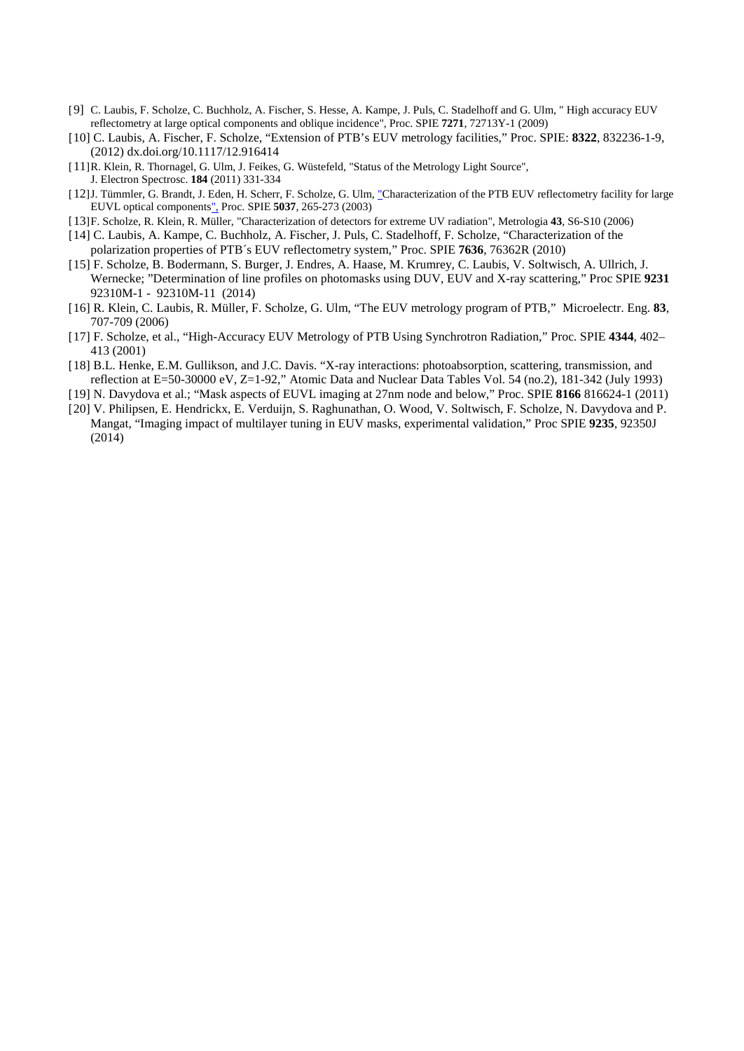[9] C. Laubis, F. Scholze, C. Buchholz, A. Fischer, S. Hesse, A. Kampe, J. Puls, C. Stadelhoff and G. Ulm, " High accuracy EUV reflectometry at large optical components and oblique incidence", Proc. SPIE **7271**, 72713Y-1 (2009)

[10] C. Laubis, A. Fischer, F. Scholze, "Extension of PTB's EUV metrology facilities," Proc. SPIE: **8322**, 832236-1-9, (2012) dx.doi.org/10.1117/12.916414

[11] R. Klein, R. Thornagel, G. Ulm, J. Feikes, G. Wüstefeld, "Status of the Metrology Light Source", J. Electron Spectrosc. **184** (2011) 331-334

[12] J. Tümmler, G. Brandt, J. Eden, H. Scherr, F. Scholze, G. Ulm, "Characterization of the PTB EUV reflectometry facility for large EUVL optical components", Proc. SPIE **5037**, 265-273 (2003)

[13] F. Scholze, R. Klein, R. Müller, "Characterization of detectors for extreme UV radiation", Metrologia **43**, S6-S10 (2006)

[14] C. Laubis, A. Kampe, C. Buchholz, A. Fischer, J. Puls, C. Stadelhoff, F. Scholze, "Characterization of the polarization properties of PTB´s EUV reflectometry system," Proc. SPIE **7636**, 76362R (2010)

[15] F. Scholze, B. Bodermann, S. Burger, J. Endres, A. Haase, M. Krumrey, C. Laubis, V. Soltwisch, A. Ullrich, J. Wernecke; "Determination of line profiles on photomasks using DUV, EUV and X-ray scattering," Proc SPIE **9231** 92310M-1 - 92310M-11 (2014)

[16] R. Klein, C. Laubis, R. Müller, F. Scholze, G. Ulm, "The EUV metrology program of PTB," Microelectr. Eng. **83**, 707-709 (2006)

[17] F. Scholze, et al., "High-Accuracy EUV Metrology of PTB Using Synchrotron Radiation," Proc. SPIE **4344**, 402–413 (2001)

[18] B.L. Henke, E.M. Gullikson, and J.C. Davis. "X-ray interactions: photoabsorption, scattering, transmission, and reflection at E=50-30000 eV, Z=1-92," Atomic Data and Nuclear Data Tables Vol. 54 (no.2), 181-342 (July 1993)

[19] N. Davydova et al.; "Mask aspects of EUVL imaging at 27nm node and below," Proc. SPIE **8166** 816624-1 (2011)

[20] V. Philipsen, E. Hendrickx, E. Verduijn, S. Raghunathan, O. Wood, V. Soltwisch, F. Scholze, N. Davydova and P. Mangat, "Imaging impact of multilayer tuning in EUV masks, experimental validation," Proc SPIE **9235**, 92350J (2014)